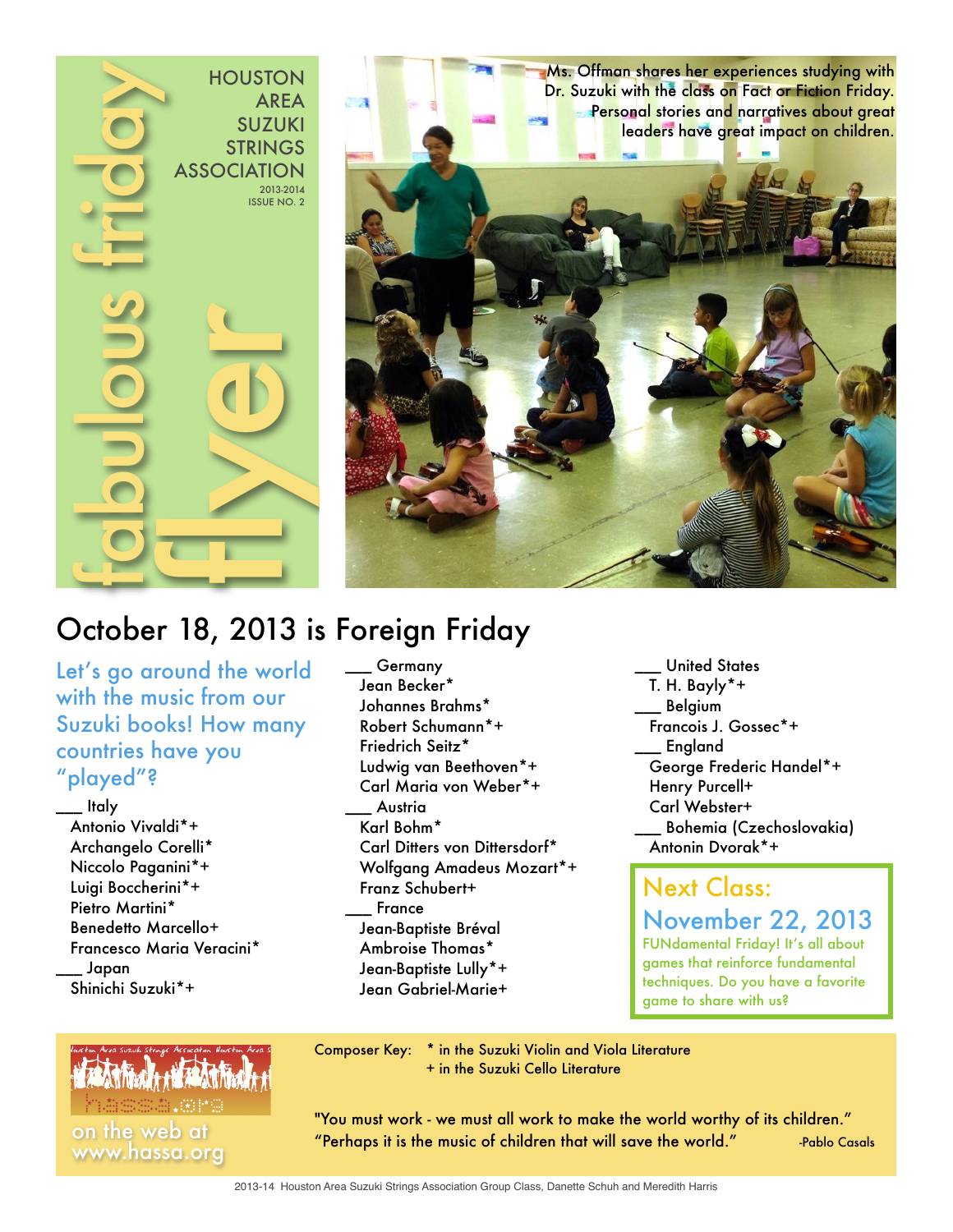# fabulous friday flyer

HOUSTON AREA SUZUKI STRINGS ASSOCIATION

2013-2014
ISSUE NO. 2

Ms. Offman shares her experiences studying with Dr. Suzuki with the class on Fact or Fiction Friday. Personal stories and narratives about great leaders have great impact on children.

## October 18, 2013 is Foreign Friday

Let's go around the world with the music from our Suzuki books! How many countries have you "played"?

___ Italy
- Antonio Vivaldi*+
- Archangelo Corelli*
- Niccolo Paganini*+
- Luigi Boccherini*+
- Pietro Martini*
- Benedetto Marcello+
- Francesco Maria Veracini*

___ Japan
- Shinichi Suzuki*+

___ Germany
- Jean Becker*
- Johannes Brahms*
- Robert Schumann*+
- Friedrich Seitz*
- Ludwig van Beethoven*+
- Carl Maria von Weber*+

___ Austria
- Karl Bohm*
- Carl Ditters von Dittersdorf*
- Wolfgang Amadeus Mozart*+
- Franz Schubert+

___ France
- Jean-Baptiste Bréval
- Ambroise Thomas*
- Jean-Baptiste Lully*+
- Jean Gabriel-Marie+

___ United States
- T. H. Bayly*+

___ Belgium
- Francois J. Gossec*+

___ England
- George Frederic Handel*+
- Henry Purcell+
- Carl Webster+

___ Bohemia (Czechoslovakia)
- Antonin Dvorak*+

### Next Class: November 22, 2013

FUNdamental Friday! It's all about games that reinforce fundamental techniques. Do you have a favorite game to share with us?

Composer Key: * in the Suzuki Violin and Viola Literature
+ in the Suzuki Cello Literature

hassa.org

on the web at www.hassa.org

"You must work - we must all work to make the world worthy of its children."
"Perhaps it is the music of children that will save the world." -Pablo Casals

2013-14 Houston Area Suzuki Strings Association Group Class, Danette Schuh and Meredith Harris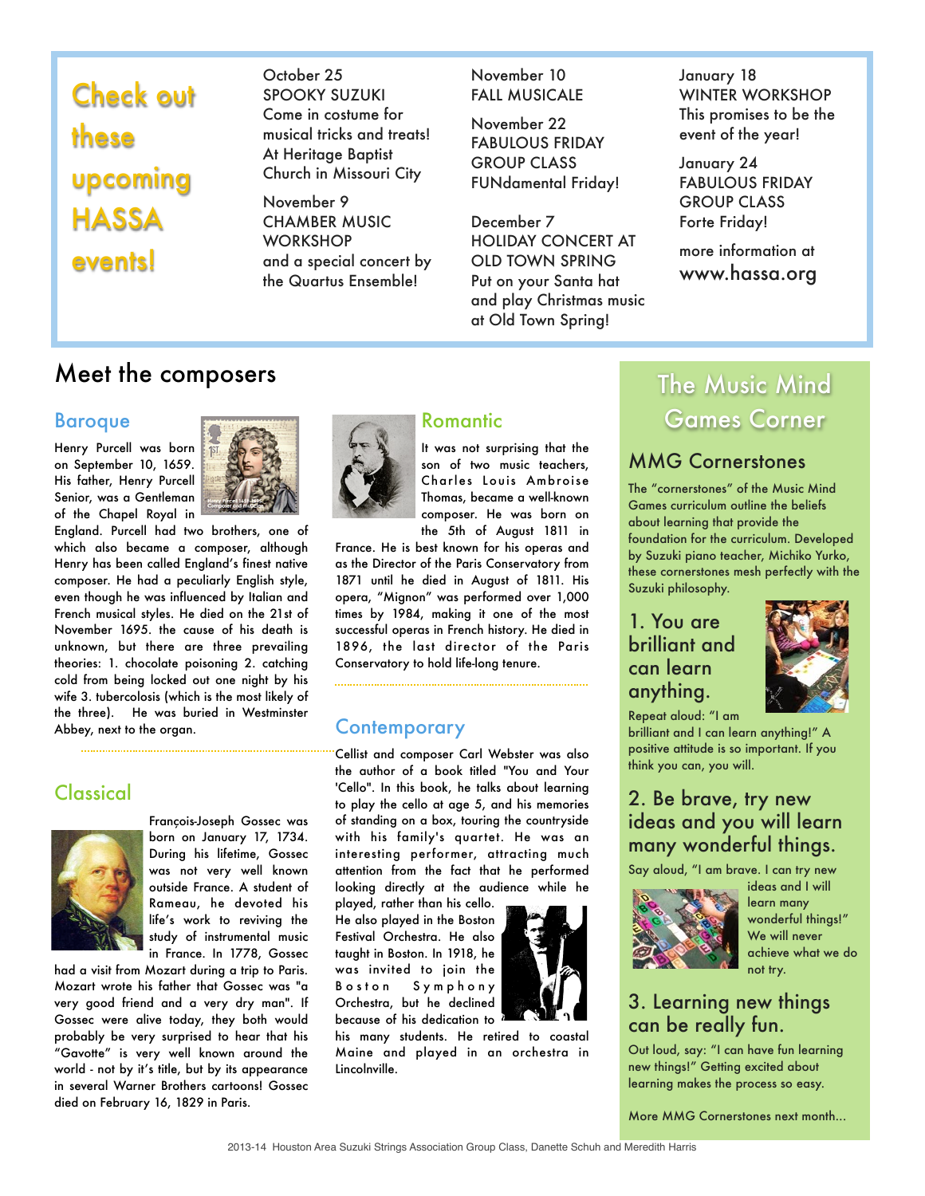# Check out these upcoming HASSA events!

October 25
SPOOKY SUZUKI
Come in costume for musical tricks and treats!
At Heritage Baptist Church in Missouri City

November 9
CHAMBER MUSIC WORKSHOP
and a special concert by the Quartus Ensemble!

November 10
FALL MUSICALE

November 22
FABULOUS FRIDAY GROUP CLASS
FUNdamental Friday!

December 7
HOLIDAY CONCERT AT OLD TOWN SPRING
Put on your Santa hat and play Christmas music at Old Town Spring!

January 18
WINTER WORKSHOP
This promises to be the event of the year!

January 24
FABULOUS FRIDAY GROUP CLASS
Forte Friday!

more information at
www.hassa.org

# Meet the composers

## Baroque

Henry Purcell was born on September 10, 1659. His father, Henry Purcell Senior, was a Gentleman of the Chapel Royal in England. Purcell had two brothers, one of which also became a composer, although Henry has been called England's finest native composer. He had a peculiarly English style, even though he was influenced by Italian and French musical styles. He died on the 21st of November 1695. the cause of his death is unknown, but there are three prevailing theories: 1. chocolate poisoning 2. catching cold from being locked out one night by his wife 3. tubercolosis (which is the most likely of the three). He was buried in Westminster Abbey, next to the organ.

## Classical

François-Joseph Gossec was born on January 17, 1734. During his lifetime, Gossec was not very well known outside France. A student of Rameau, he devoted his life's work to reviving the study of instrumental music in France. In 1778, Gossec had a visit from Mozart during a trip to Paris. Mozart wrote his father that Gossec was "a very good friend and a very dry man". If Gossec were alive today, they both would probably be very surprised to hear that his "Gavotte" is very well known around the world - not by it's title, but by its appearance in several Warner Brothers cartoons! Gossec died on February 16, 1829 in Paris.

## Romantic

It was not surprising that the son of two music teachers, Charles Louis Ambroise Thomas, became a well-known composer. He was born on the 5th of August 1811 in France. He is best known for his operas and as the Director of the Paris Conservatory from 1871 until he died in August of 1811. His opera, "Mignon" was performed over 1,000 times by 1984, making it one of the most successful operas in French history. He died in 1896, the last director of the Paris Conservatory to hold life-long tenure.

## Contemporary

Cellist and composer Carl Webster was also the author of a book titled "You and Your 'Cello". In this book, he talks about learning to play the cello at age 5, and his memories of standing on a box, touring the countryside with his family's quartet. He was an interesting performer, attracting much attention from the fact that he performed looking directly at the audience while he played, rather than his cello. He also played in the Boston Festival Orchestra. He also taught in Boston. In 1918, he was invited to join the Boston Symphony Orchestra, but he declined because of his dedication to his many students. He retired to coastal Maine and played in an orchestra in Lincolnville.

# The Music Mind Games Corner

## MMG Cornerstones

The "cornerstones" of the Music Mind Games curriculum outline the beliefs about learning that provide the foundation for the curriculum. Developed by Suzuki piano teacher, Michiko Yurko, these cornerstones mesh perfectly with the Suzuki philosophy.

### 1. You are brilliant and can learn anything.

Repeat aloud: "I am brilliant and I can learn anything!" A positive attitude is so important. If you think you can, you will.

### 2. Be brave, try new ideas and you will learn many wonderful things.

Say aloud, "I am brave. I can try new ideas and I will learn many wonderful things!" We will never achieve what we do not try.

### 3. Learning new things can be really fun.

Out loud, say: "I can have fun learning new things!" Getting excited about learning makes the process so easy.

More MMG Cornerstones next month...

2013-14 Houston Area Suzuki Strings Association Group Class, Danette Schuh and Meredith Harris